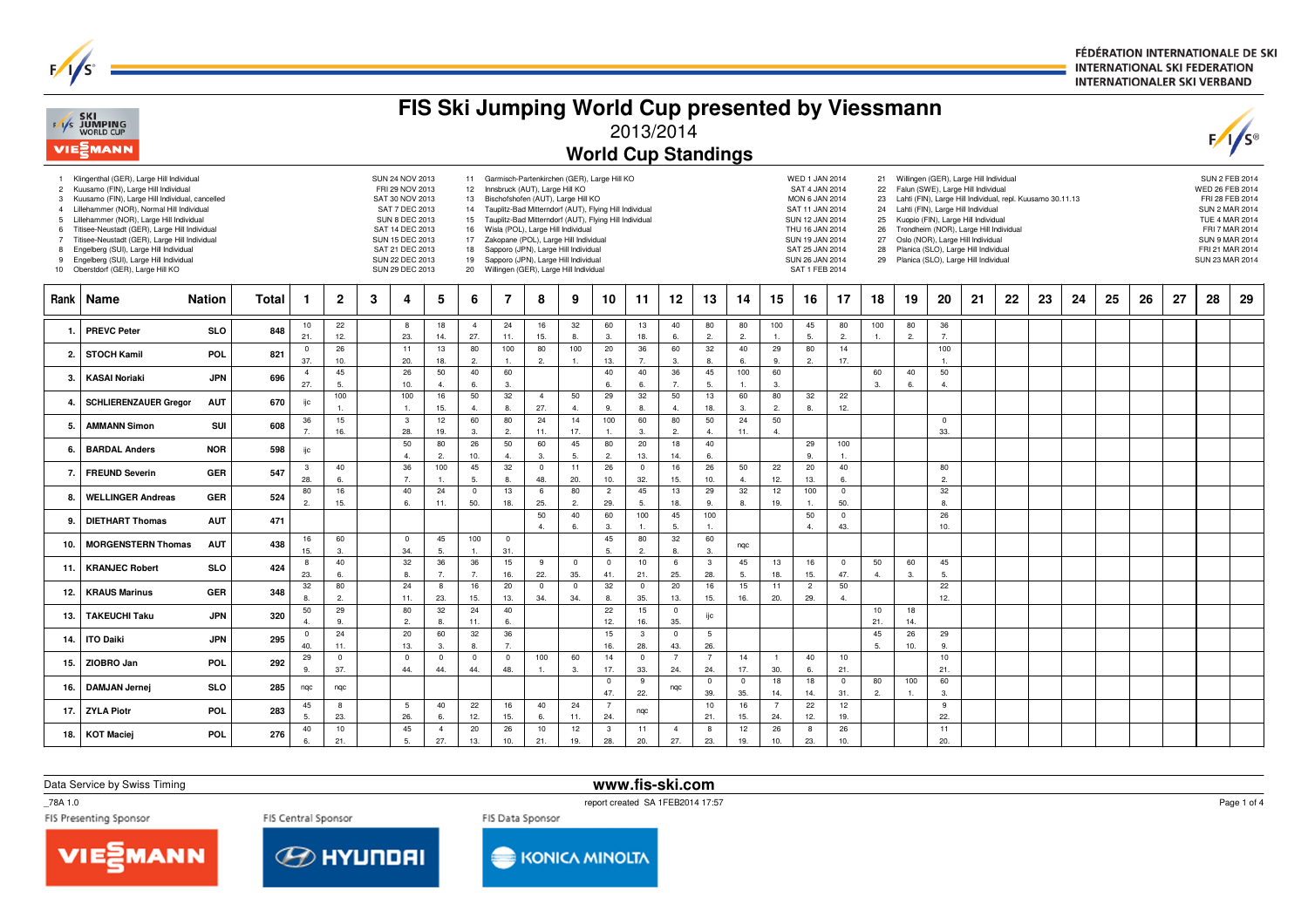FÉDÉRATION INTERNATIONALE DE SKI
INTERNATIONAL SKI FEDERATION
INTERNATIONALER SKI VERBAND

# FIS Ski Jumping World Cup presented by Viessmann

2013/2014

## World Cup Standings

| No. | Competition | Date |
|---|---|---|
| 1 | Klingenthal (GER), Large Hill Individual | SUN 24 NOV 2013 |
| 2 | Kuusamo (FIN), Large Hill Individual | FRI 29 NOV 2013 |
| 3 | Kuusamo (FIN), Large Hill Individual, cancelled | SAT 30 NOV 2013 |
| 4 | Lillehammer (NOR), Normal Hill Individual | SAT 7 DEC 2013 |
| 5 | Lillehammer (NOR), Large Hill Individual | SUN 8 DEC 2013 |
| 6 | Titisee-Neustadt (GER), Large Hill Individual | SAT 14 DEC 2013 |
| 7 | Titisee-Neustadt (GER), Large Hill Individual | SUN 15 DEC 2013 |
| 8 | Engelberg (SUI), Large Hill Individual | SAT 21 DEC 2013 |
| 9 | Engelberg (SUI), Large Hill Individual | SUN 22 DEC 2013 |
| 10 | Oberstdorf (GER), Large Hill KO | SUN 29 DEC 2013 |
| 11 | Garmisch-Partenkirchen (GER), Large Hill KO | WED 1 JAN 2014 |
| 12 | Innsbruck (AUT), Large Hill KO | SAT 4 JAN 2014 |
| 13 | Bischofshofen (AUT), Large Hill KO | MON 6 JAN 2014 |
| 14 | Tauplitz/Bad Mitterndorf (AUT), Flying Hill Individual | SAT 11 JAN 2014 |
| 15 | Tauplitz/Bad Mitterndorf (AUT), Flying Hill Individual | SUN 12 JAN 2014 |
| 16 | Wisla (POL), Large Hill Individual | THU 16 JAN 2014 |
| 17 | Zakopane (POL), Large Hill Individual | SUN 19 JAN 2014 |
| 18 | Sapporo (JPN), Large Hill Individual | SAT 25 JAN 2014 |
| 19 | Sapporo (JPN), Large Hill Individual | SUN 26 JAN 2014 |
| 20 | Willingen (GER), Large Hill Individual | SAT 1 FEB 2014 |
| 21 | Willingen (GER), Large Hill Individual | SUN 2 FEB 2014 |
| 22 | Falun (SWE), Large Hill Individual | WED 26 FEB 2014 |
| 23 | Lahti (FIN), Large Hill Individual, repl. Kuusamo 30.11.13 | FRI 28 FEB 2014 |
| 24 | Lahti (FIN), Large Hill Individual | SUN 2 MAR 2014 |
| 25 | Kuopio (FIN), Large Hill Individual | TUE 4 MAR 2014 |
| 26 | Trondheim (NOR), Large Hill Individual | FRI 7 MAR 2014 |
| 27 | Oslo (NOR), Large Hill Individual | SUN 9 MAR 2014 |
| 28 | Planica (SLO), Large Hill Individual | FRI 21 MAR 2014 |
| 29 | Planica (SLO), Large Hill Individual | SUN 23 MAR 2014 |

| Rank | Name | Nation | Total | 1 | 2 | 3 | 4 | 5 | 6 | 7 | 8 | 9 | 10 | 11 | 12 | 13 | 14 | 15 | 16 | 17 | 18 | 19 | 20 | 21 | 22 | 23 | 24 | 25 | 26 | 27 | 28 | 29 |
|---|---|---|---|---|---|---|---|---|---|---|---|---|---|---|---|---|---|---|---|---|---|---|---|---|---|---|---|---|---|---|---|---|
| 1. | PREVC Peter | SLO | 848 | 10 21. | 22 12. | | 8 23. | 18 14. | 4 27. | 24 11. | 16 15. | 32 8. | 60 3. | 13 18. | 40 6. | 80 2. | 80 2. | 100 1. | 45 5. | 80 2. | 100 1. | 80 2. | 36 7. | | | | | | | | | |
| 2. | STOCH Kamil | POL | 821 | 0 37. | 26 10. | | 11 20. | 13 18. | 80 2. | 100 1. | 80 2. | 100 1. | 20 13. | 36 7. | 60 3. | 32 8. | 40 6. | 29 9. | 80 2. | 14 17. | | | 100 1. | | | | | | | | | |
| 3. | KASAI Noriaki | JPN | 696 | 4 27. | 45 5. | | 26 10. | 50 4. | 40 6. | 60 3. | | | 40 6. | 40 6. | 36 7. | 45 5. | 100 1. | 60 3. | | | 60 3. | 40 6. | 50 4. | | | | | | | | | |
| 4. | SCHLIERENZAUER Gregor | AUT | 670 | ijc | 100 1. | | 100 1. | 16 15. | 50 4. | 32 8. | 4 27. | 50 4. | 29 9. | 32 8. | 50 4. | 13 18. | 60 3. | 80 2. | 32 8. | 22 12. | | | | | | | | | | | | |
| 5. | AMMANN Simon | SUI | 608 | 36 7. | 15 16. | | 3 28. | 12 19. | 60 3. | 80 2. | 24 11. | 14 17. | 100 1. | 60 3. | 80 2. | 50 4. | 24 11. | 50 4. | | | | | 0 33. | | | | | | | | | |
| 6. | BARDAL Anders | NOR | 598 | ijc | | | 50 4. | 80 2. | 26 10. | 50 4. | 60 3. | 45 5. | 80 2. | 20 13. | 18 14. | 40 6. | | | 29 9. | 100 1. | | | | | | | | | | | | |
| 7. | FREUND Severin | GER | 547 | 3 28. | 40 6. | | 36 7. | 100 1. | 45 5. | 32 8. | 0 48. | 11 20. | 26 10. | 0 32. | 16 15. | 26 10. | 50 4. | 22 12. | 20 13. | 40 6. | | | 80 2. | | | | | | | | | |
| 8. | WELLINGER Andreas | GER | 524 | 80 2. | 16 15. | | 40 6. | 24 11. | 0 50. | 13 18. | 6 25. | 80 2. | 2 29. | 45 5. | 13 18. | 29 9. | 32 8. | 12 19. | 100 1. | 0 50. | | | 32 8. | | | | | | | | | |
| 9. | DIETHART Thomas | AUT | 471 | | | | | | | | 50 4. | 40 6. | 60 3. | 100 1. | 45 5. | 100 1. | | | 50 4. | 0 43. | | | 26 10. | | | | | | | | | |
| 10. | MORGENSTERN Thomas | AUT | 438 | 16 15. | 60 3. | | 0 34. | 45 5. | 100 1. | 0 31. | | | 45 5. | 80 2. | 32 8. | 60 3. | nqc | | | | | | | | | | | | | | | |
| 11. | KRANJEC Robert | SLO | 424 | 8 23. | 40 6. | | 32 8. | 36 7. | 36 7. | 15 16. | 9 22. | 0 35. | 0 41. | 10 21. | 6 25. | 3 28. | 45 5. | 13 18. | 16 15. | 0 47. | 50 4. | 60 3. | 45 5. | | | | | | | | | |
| 12. | KRAUS Marinus | GER | 348 | 32 8. | 80 2. | | 24 11. | 8 23. | 16 15. | 20 13. | 0 34. | 0 34. | 32 8. | 0 35. | 20 13. | 16 15. | 15 16. | 11 20. | 2 29. | 50 4. | | | 22 12. | | | | | | | | | |
| 13. | TAKEUCHI Taku | JPN | 320 | 50 4. | 29 9. | | 80 2. | 32 8. | 24 11. | 40 6. | | | 22 12. | 15 16. | 0 35. | ijc | | | | | 10 21. | 18 14. | | | | | | | | | | |
| 14. | ITO Daiki | JPN | 295 | 0 40. | 24 11. | | 20 13. | 60 3. | 32 8. | 36 7. | | | 15 16. | 3 28. | 0 43. | 5 26. | | | | | 45 5. | 26 10. | 29 9. | | | | | | | | | |
| 15. | ZIOBRO Jan | POL | 292 | 29 9. | 0 37. | | 0 44. | 0 44. | 0 44. | 0 48. | 100 1. | 60 3. | 14 17. | 0 33. | 7 24. | 7 24. | 14 17. | 1 30. | 40 6. | 10 21. | | | 10 21. | | | | | | | | | |
| 16. | DAMJAN Jernej | SLO | 285 | nqc | nqc | | | | | | | | 0 47. | 9 22. | nqc | 0 39. | 0 35. | 18 14. | 18 14. | 0 31. | 80 2. | 100 1. | 60 3. | | | | | | | | | |
| 17. | ZYLA Piotr | POL | 283 | 45 5. | 8 23. | | 5 26. | 40 6. | 22 12. | 16 15. | 40 6. | 24 11. | 7 24. | nqc | | 10 21. | 16 15. | 7 24. | 22 12. | 12 19. | | | 9 22. | | | | | | | | | |
| 18. | KOT Maciej | POL | 276 | 40 6. | 10 21. | | 45 5. | 4 27. | 20 13. | 26 10. | 10 21. | 12 19. | 3 28. | 11 20. | 4 27. | 8 23. | 12 19. | 26 10. | 8 23. | 26 10. | | | 11 20. | | | | | | | | | |

Data Service by Swiss Timing

www.fis-ski.com

_78A 1.0

report created SA 1FEB2014 17:57

FIS Presenting Sponsor: VIESSMANN — FIS Central Sponsor: HYUNDAI — FIS Data Sponsor: KONICA MINOLTA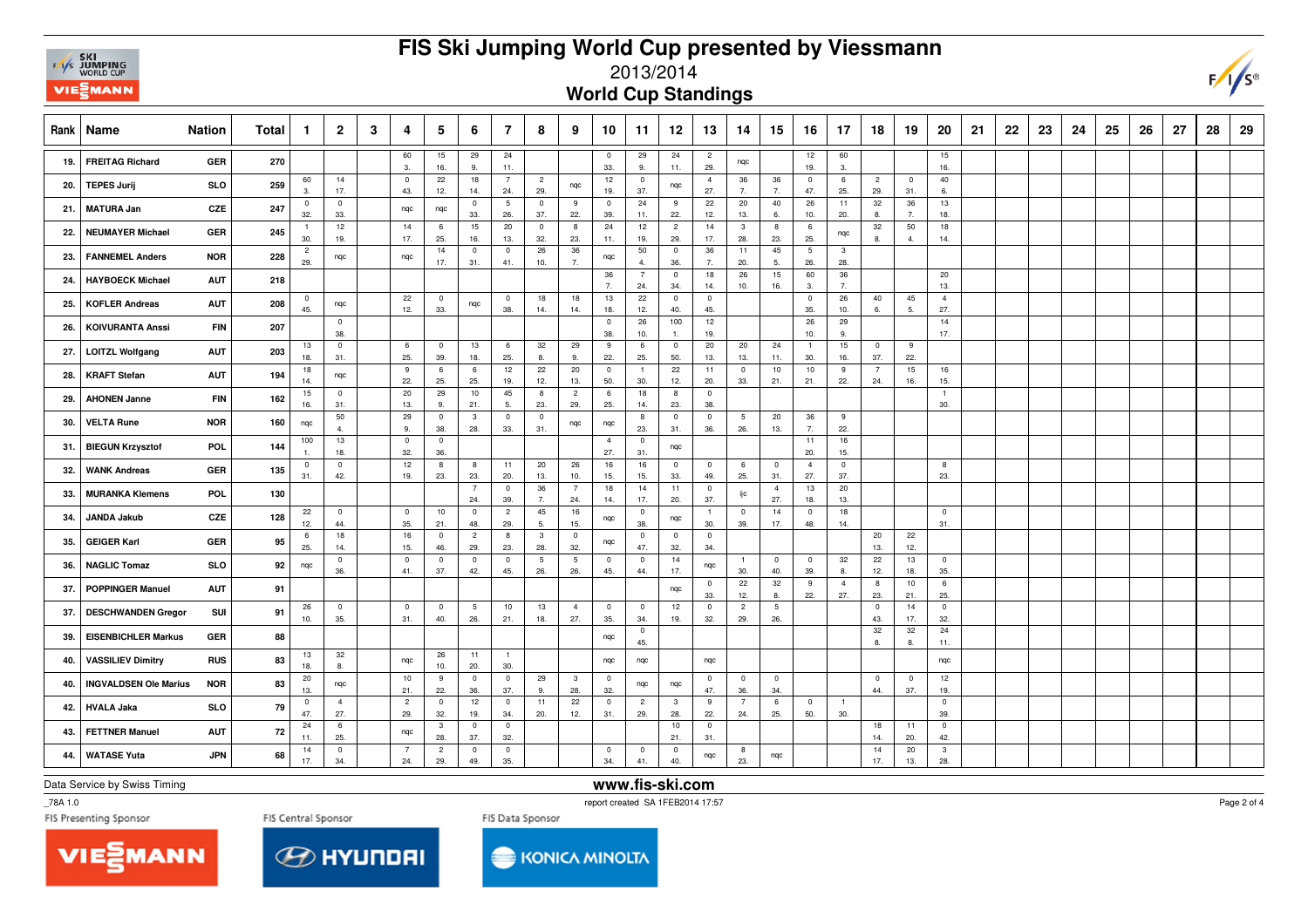# FIS Ski Jumping World Cup presented by Viessmann

## 2013/2014

## World Cup Standings

| Rank | Name | Nation | Total | 1 | 2 | 3 | 4 | 5 | 6 | 7 | 8 | 9 | 10 | 11 | 12 | 13 | 14 | 15 | 16 | 17 | 18 | 19 | 20 | 21 | 22 | 23 | 24 | 25 | 26 | 27 | 28 | 29 |
|---|---|---|---|---|---|---|---|---|---|---|---|---|---|---|---|---|---|---|---|---|---|---|---|---|---|---|---|---|---|---|---|---|
| 19. | FREITAG Richard | GER | 270 | | | | 60 3. | 15 16. | 29 9. | 24 11. | | | 0 33. | 29 9. | 24 11. | 2 29. | nqc | | 12 19. | 60 3. | | | 15 16. | | | | | | | | | |
| 20. | TEPES Jurij | SLO | 259 | 60 3. | 14 17. | | 0 43. | 22 12. | 18 14. | 7 24. | 2 29. | nqc | 12 19. | 0 37. | nqc | 4 27. | 36 7. | 36 7. | 0 47. | 6 25. | 2 29. | 0 31. | 40 6. | | | | | | | | | |
| 21. | MATURA Jan | CZE | 247 | 0 32. | 0 33. | | nqc | nqc | 0 33. | 5 26. | 0 37. | 9 22. | 0 39. | 24 11. | 9 22. | 22 12. | 20 13. | 40 6. | 26 10. | 11 20. | 32 8. | 36 7. | 13 18. | | | | | | | | | |
| 22. | NEUMAYER Michael | GER | 245 | 1 30. | 12 19. | | 14 17. | 6 25. | 15 16. | 20 13. | 0 32. | 8 23. | 24 11. | 12 19. | 2 29. | 14 17. | 3 28. | 8 23. | 6 25. | nqc | 32 8. | 50 4. | 18 14. | | | | | | | | | |
| 23. | FANNEMEL Anders | NOR | 228 | 2 29. | nqc | | nqc | 14 17. | 0 31. | 0 41. | 26 10. | 36 7. | nqc | 50 4. | 0 36. | 36 7. | 11 20. | 45 5. | 5 26. | 3 28. | | | | | | | | | | | | |
| 24. | HAYBOECK Michael | AUT | 218 | | | | | | | | | | 36 7. | 7 24. | 0 34. | 18 14. | 26 10. | 15 16. | 60 3. | 36 7. | | | 20 13. | | | | | | | | | |
| 25. | KOFLER Andreas | AUT | 208 | 0 45. | nqc | | 22 12. | 0 33. | nqc | 0 38. | 18 14. | 18 14. | 13 18. | 22 12. | 0 40. | 0 45. | | | 0 35. | 26 10. | 40 6. | 45 5. | 4 27. | | | | | | | | | |
| 26. | KOIVURANTA Anssi | FIN | 207 | | 0 38. | | | | | | | | 0 38. | 26 10. | 100 1. | 12 19. | | | 26 10. | 29 9. | | | 14 17. | | | | | | | | | |
| 27. | LOITZL Wolfgang | AUT | 203 | 13 18. | 0 31. | | 6 25. | 0 39. | 13 18. | 6 25. | 32 8. | 29 9. | 9 22. | 6 25. | 0 50. | 20 13. | 20 13. | 24 11. | 1 30. | 15 16. | 0 37. | 9 22. | | | | | | | | | | |
| 28. | KRAFT Stefan | AUT | 194 | 18 14. | nqc | | 9 22. | 6 25. | 6 25. | 12 19. | 22 12. | 20 13. | 0 50. | 1 30. | 22 12. | 11 20. | 0 33. | 10 21. | 10 21. | 9 22. | 7 24. | 15 16. | 16 15. | | | | | | | | | |
| 29. | AHONEN Janne | FIN | 162 | 15 16. | 0 31. | | 20 13. | 29 9. | 10 21. | 45 5. | 8 23. | 2 29. | 6 25. | 18 14. | 8 23. | 0 38. | | | | | | | 1 30. | | | | | | | | | |
| 30. | VELTA Rune | NOR | 160 | nqc | 50 4. | | 29 9. | 0 38. | 3 28. | 0 33. | 0 31. | nqc | nqc | 8 23. | 0 31. | 0 36. | 5 26. | 20 13. | 36 7. | 9 22. | | | | | | | | | | | | |
| 31. | BIEGUN Krzysztof | POL | 144 | 100 1. | 13 18. | | 0 32. | 0 36. | | | | | 4 27. | 0 31. | nqc | | | | 11 20. | 16 15. | | | | | | | | | | | | |
| 32. | WANK Andreas | GER | 135 | 0 31. | 0 42. | | 12 19. | 8 23. | 8 23. | 11 20. | 20 13. | 26 10. | 16 15. | 16 15. | 0 33. | 0 49. | 6 25. | 0 31. | 4 27. | 0 37. | | | 8 23. | | | | | | | | | |
| 33. | MURANKA Klemens | POL | 130 | | | | | | 7 24. | 0 39. | 36 7. | 7 24. | 18 14. | 14 17. | 11 20. | 0 37. | ijc | 4 27. | 13 18. | 20 13. | | | | | | | | | | | | |
| 34. | JANDA Jakub | CZE | 128 | 22 12. | 0 44. | | 0 35. | 10 21. | 0 48. | 2 29. | 45 5. | 16 15. | nqc | 0 38. | nqc | 1 30. | 0 39. | 14 17. | 0 48. | 18 14. | | | 0 31. | | | | | | | | | |
| 35. | GEIGER Karl | GER | 95 | 6 25. | 18 14. | | 16 15. | 0 46. | 2 29. | 8 23. | 3 28. | 0 32. | nqc | 0 47. | 0 32. | 0 34. | | | | | 20 13. | 22 12. | | | | | | | | | | |
| 36. | NAGLIC Tomaz | SLO | 92 | nqc | 0 36. | | 0 41. | 0 37. | 0 42. | 0 45. | 5 26. | 5 26. | 0 45. | 0 44. | 14 17. | nqc | 1 30. | 0 40. | 0 39. | 32 8. | 22 12. | 13 18. | 0 35. | | | | | | | | | |
| 37. | POPPINGER Manuel | AUT | 91 | | | | | | | | | | | | nqc | 0 33. | 22 12. | 32 8. | 9 22. | 4 27. | 8 23. | 10 21. | 6 25. | | | | | | | | | |
| 37. | DESCHWANDEN Gregor | SUI | 91 | 26 10. | 0 35. | | 0 31. | 0 40. | 5 26. | 10 21. | 13 18. | 4 27. | 0 35. | 0 34. | 12 19. | 0 32. | 2 29. | 5 26. | | | 0 43. | 14 17. | 0 32. | | | | | | | | | |
| 39. | EISENBICHLER Markus | GER | 88 | | | | | | | | | | nqc | 0 45. | | | | | | | 32 8. | 32 8. | 24 11. | | | | | | | | | |
| 40. | VASSILIEV Dimitry | RUS | 83 | 13 18. | 32 8. | | nqc | 26 10. | 11 20. | 1 30. | | | nqc | nqc | | nqc | | | | | | | nqc | | | | | | | | | |
| 40. | INGVALDSEN Ole Marius | NOR | 83 | 20 13. | nqc | | 10 21. | 9 22. | 0 36. | 0 37. | 29 9. | 3 28. | 0 32. | nqc | nqc | 0 47. | 0 36. | 0 34. | | | 0 44. | 0 37. | 12 19. | | | | | | | | | |
| 42. | HVALA Jaka | SLO | 79 | 0 47. | 4 27. | | 2 29. | 0 32. | 12 19. | 0 34. | 11 20. | 22 12. | 0 31. | 2 29. | 3 28. | 9 22. | 7 24. | 6 25. | 0 50. | 1 30. | | | 0 39. | | | | | | | | | |
| 43. | FETTNER Manuel | AUT | 72 | 24 11. | 6 25. | | nqc | 3 28. | 0 37. | 0 32. | | | | | 10 21. | 0 31. | | | | | 18 14. | 11 20. | 0 42. | | | | | | | | | |
| 44. | WATASE Yuta | JPN | 68 | 14 17. | 0 34. | | 7 24. | 2 29. | 0 49. | 0 35. | | | 0 34. | 0 41. | 0 40. | nqc | 8 23. | nqc | | | 14 17. | 20 13. | 3 28. | | | | | | | | | |

Data Service by Swiss Timing

www.fis-ski.com

_78A 1.0 report created SA 1FEB2014 17:57

FIS Presenting Sponsor: VIESSMANN FIS Central Sponsor: HYUNDAI FIS Data Sponsor: KONICA MINOLTA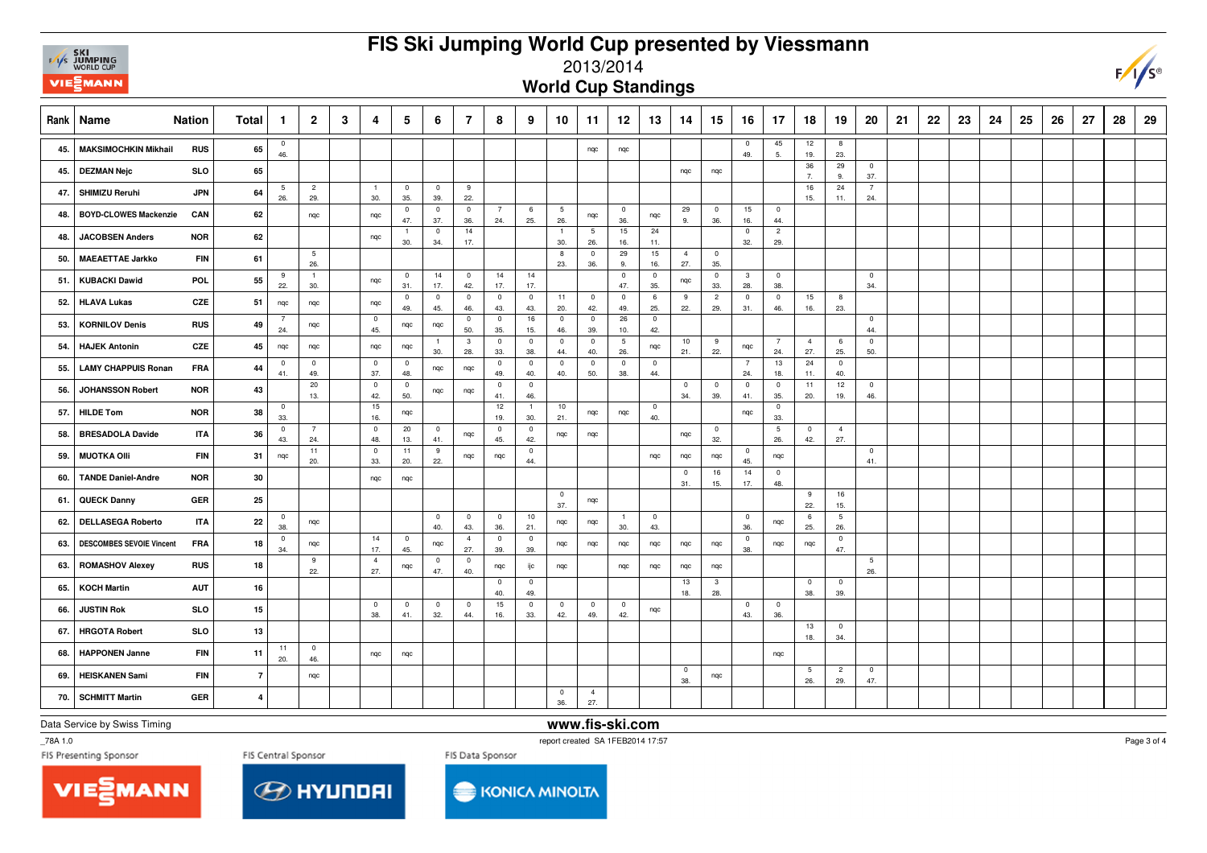# FIS Ski Jumping World Cup presented by Viessmann

## 2013/2014

## World Cup Standings

| Rank | Name | Nation | Total | 1 | 2 | 3 | 4 | 5 | 6 | 7 | 8 | 9 | 10 | 11 | 12 | 13 | 14 | 15 | 16 | 17 | 18 | 19 | 20 | 21 | 22 | 23 | 24 | 25 | 26 | 27 | 28 | 29 |
|---|---|---|---|---|---|---|---|---|---|---|---|---|---|---|---|---|---|---|---|---|---|---|---|---|---|---|---|---|---|---|---|---|
| 45. | MAKSIMOCHKIN Mikhail | RUS | 65 | 0 46. | | | | | | | | | | nqc | nqc | | | | 0 49. | 45 5. | 12 19. | 8 23. | | | | | | | | | | |
| 45. | DEZMAN Nejc | SLO | 65 | | | | | | | | | | | | | | nqc | nqc | | | 36 7. | 29 9. | 0 37. | | | | | | | | | |
| 47. | SHIMIZU Reruhi | JPN | 64 | 5 26. | 2 29. | | 1 30. | 0 35. | 0 39. | 9 22. | | | | | | | | | | | 16 15. | 24 11. | 7 24. | | | | | | | | | |
| 48. | BOYD-CLOWES Mackenzie | CAN | 62 | | nqc | | nqc | 0 47. | 0 37. | 0 36. | 7 24. | 6 25. | 5 26. | nqc | 0 36. | nqc | 29 9. | 0 36. | 15 16. | 0 44. | | | | | | | | | | | | |
| 48. | JACOBSEN Anders | NOR | 62 | | | | nqc | 1 30. | 0 34. | 14 17. | | | 1 30. | 5 26. | 15 16. | 24 11. | | | 0 32. | 2 29. | | | | | | | | | | | | |
| 50. | MAEAETTAE Jarkko | FIN | 61 | | 5 26. | | | | | | | | 8 23. | 0 36. | 29 9. | 15 16. | 4 27. | 0 35. | | | | | | | | | | | | | | |
| 51. | KUBACKI Dawid | POL | 55 | 9 22. | 1 30. | | nqc | 0 31. | 14 17. | 0 42. | 14 17. | 14 17. | | | 0 47. | 0 35. | nqc | 0 33. | 3 28. | 0 38. | | | 0 34. | | | | | | | | | |
| 52. | HLAVA Lukas | CZE | 51 | nqc | nqc | | nqc | 0 49. | 0 45. | 0 46. | 0 43. | 0 43. | 11 20. | 0 42. | 0 49. | 6 25. | 9 22. | 2 29. | 0 31. | 0 46. | 15 16. | 8 23. | | | | | | | | | | |
| 53. | KORNILOV Denis | RUS | 49 | 7 24. | nqc | | 0 45. | nqc | nqc | 0 50. | 0 35. | 16 15. | 0 46. | 0 39. | 26 10. | 0 42. | | | | | | | 0 44. | | | | | | | | | |
| 54. | HAJEK Antonin | CZE | 45 | nqc | nqc | | nqc | nqc | 1 30. | 3 28. | 0 33. | 0 38. | 0 44. | 0 40. | 5 26. | nqc | 10 21. | 9 22. | nqc | 7 24. | 4 27. | 6 25. | 0 50. | | | | | | | | | |
| 55. | LAMY CHAPPUIS Ronan | FRA | 44 | 0 41. | 0 49. | | 0 37. | 0 48. | nqc | nqc | 0 49. | 0 40. | 0 40. | 0 50. | 0 38. | 0 44. | | | 7 24. | 13 18. | 24 11. | 0 40. | | | | | | | | | | |
| 56. | JOHANSSON Robert | NOR | 43 | | 20 13. | | 0 42. | 0 50. | nqc | nqc | 0 41. | 0 46. | | | | | 0 34. | 0 39. | 0 41. | 0 35. | 11 20. | 12 19. | 0 46. | | | | | | | | | |
| 57. | HILDE Tom | NOR | 38 | 0 33. | | | 15 16. | nqc | | | 12 19. | 1 30. | 10 21. | nqc | nqc | 0 40. | | | nqc | 0 33. | | | | | | | | | | | | |
| 58. | BRESADOLA Davide | ITA | 36 | 0 43. | 7 24. | | 0 48. | 20 13. | 0 41. | nqc | 0 45. | 0 42. | nqc | nqc | | | nqc | 0 32. | | 5 26. | 0 42. | 4 27. | | | | | | | | | | |
| 59. | MUOTKA Olli | FIN | 31 | nqc | 11 20. | | 0 33. | 11 20. | 9 22. | nqc | nqc | 0 44. | | | | nqc | nqc | nqc | 0 45. | nqc | | | 0 41. | | | | | | | | | |
| 60. | TANDE Daniel-Andre | NOR | 30 | | | | nqc | nqc | | | | | | | | | 0 31. | 16 15. | 14 17. | 0 48. | | | | | | | | | | | | |
| 61. | QUECK Danny | GER | 25 | | | | | | | | | | 0 37. | nqc | | | | | | | 9 22. | 16 15. | | | | | | | | | | |
| 62. | DELLASEGA Roberto | ITA | 22 | 0 38. | nqc | | | | 0 40. | 0 43. | 0 36. | 10 21. | nqc | nqc | 1 30. | 0 43. | | | 0 36. | nqc | 6 25. | 5 26. | | | | | | | | | | |
| 63. | DESCOMBES SEVOIE Vincent | FRA | 18 | 0 34. | nqc | | 14 17. | 0 45. | nqc | 4 27. | 0 39. | 0 39. | nqc | nqc | nqc | nqc | nqc | nqc | 0 38. | nqc | nqc | 0 47. | | | | | | | | | | |
| 63. | ROMASHOV Alexey | RUS | 18 | | 9 22. | | 4 27. | nqc | 0 47. | 0 40. | nqc | ijc | nqc | | nqc | nqc | nqc | nqc | | | | | 5 26. | | | | | | | | | |
| 65. | KOCH Martin | AUT | 16 | | | | | | | | 0 40. | 0 49. | | | | | 13 18. | 3 28. | | | 0 38. | 0 39. | | | | | | | | | | |
| 66. | JUSTIN Rok | SLO | 15 | | | | 0 38. | 0 41. | 0 32. | 0 44. | 15 16. | 0 33. | 0 42. | 0 49. | 0 42. | nqc | | | 0 43. | 0 36. | | | | | | | | | | | | |
| 67. | HRGOTA Robert | SLO | 13 | | | | | | | | | | | | | | | | | | 13 18. | 0 34. | | | | | | | | | | |
| 68. | HAPPONEN Janne | FIN | 11 | 11 20. | 0 46. | | nqc | nqc | | | | | | | | | | | | nqc | | | | | | | | | | | | |
| 69. | HEISKANEN Sami | FIN | 7 | | nqc | | | | | | | | | | | | 0 38. | nqc | | | 5 26. | 2 29. | 0 47. | | | | | | | | | |
| 70. | SCHMITT Martin | GER | 4 | | | | | | | | | | 0 36. | 4 27. | | | | | | | | | | | | | | | | | | |

Data Service by Swiss Timing

www.fis-ski.com

_78A 1.0

report created SA 1FEB2014 17:57

FIS Presenting Sponsor FIS Central Sponsor FIS Data Sponsor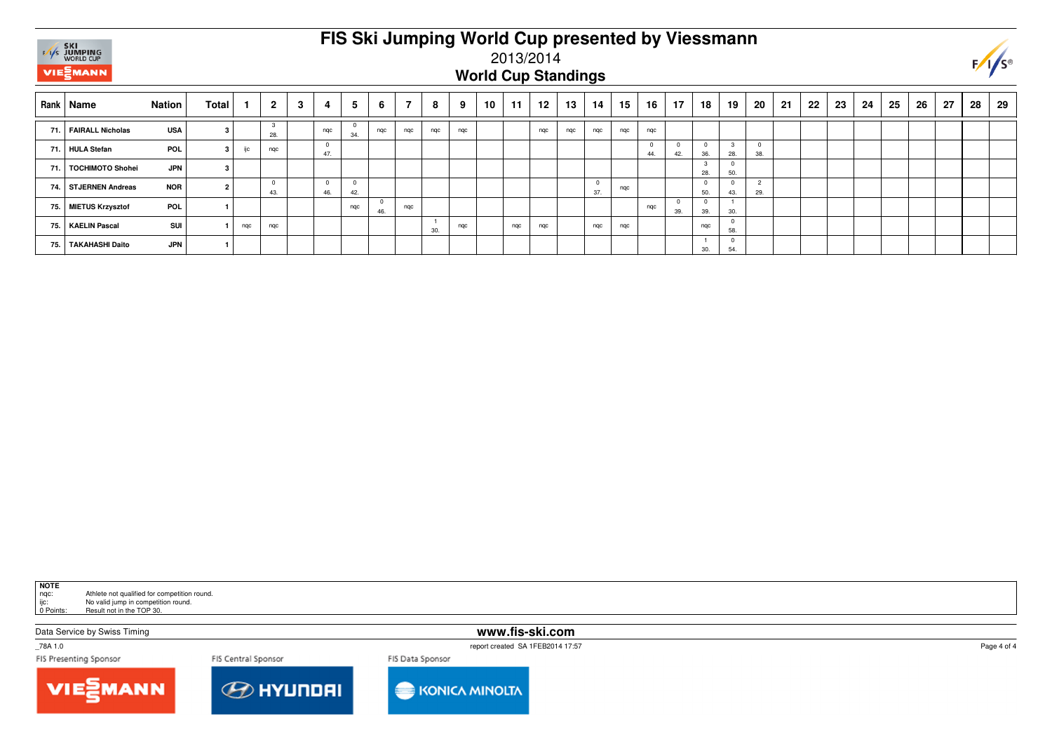# FIS Ski Jumping World Cup presented by Viessmann

2013/2014

## World Cup Standings

| Rank | Name | Nation | Total | 1 | 2 | 3 | 4 | 5 | 6 | 7 | 8 | 9 | 10 | 11 | 12 | 13 | 14 | 15 | 16 | 17 | 18 | 19 | 20 | 21 | 22 | 23 | 24 | 25 | 26 | 27 | 28 | 29 |
|---|---|---|---|---|---|---|---|---|---|---|---|---|---|---|---|---|---|---|---|---|---|---|---|---|---|---|---|---|---|---|---|---|
| 71. | FAIRALL Nicholas | USA | 3 | | 3 28. | | nqc | 0 34. | nqc | nqc | nqc | nqc | | | nqc | nqc | nqc | nqc | nqc | | | | | | | | | | | | | |
| 71. | HULA Stefan | POL | 3 | ijc | nqc | | 0 47. | | | | | | | | | | | | 0 44. | 0 42. | 0 36. | 3 28. | 0 38. | | | | | | | | | |
| 71. | TOCHIMOTO Shohei | JPN | 3 | | | | | | | | | | | | | | | | | | 3 28. | 0 50. | | | | | | | | | | |
| 74. | STJERNEN Andreas | NOR | 2 | | 0 43. | | 0 46. | 0 42. | | | | | | | | | 0 37. | nqc | | | 0 50. | 0 43. | 2 29. | | | | | | | | | |
| 75. | MIETUS Krzysztof | POL | 1 | | | | | nqc | 0 46. | nqc | | | | | | | | | nqc | 0 39. | 0 39. | 1 30. | | | | | | | | | | |
| 75. | KAELIN Pascal | SUI | 1 | nqc | nqc | | | | | | 1 30. | nqc | | nqc | nqc | | nqc | nqc | | | nqc | 0 58. | | | | | | | | | | |
| 75. | TAKAHASHI Daito | JPN | 1 | | | | | | | | | | | | | | | | | | 1 30. | 0 54. | | | | | | | | | | |

**NOTE**

nqc: Athlete not qualified for competition round.
ijc: No valid jump in competition round.
0 Points: Result not in the TOP 30.

Data Service by Swiss Timing

www.fis-ski.com

_78A 1.0

report created SA 1FEB2014 17:57

FIS Presenting Sponsor — FIS Central Sponsor — FIS Data Sponsor